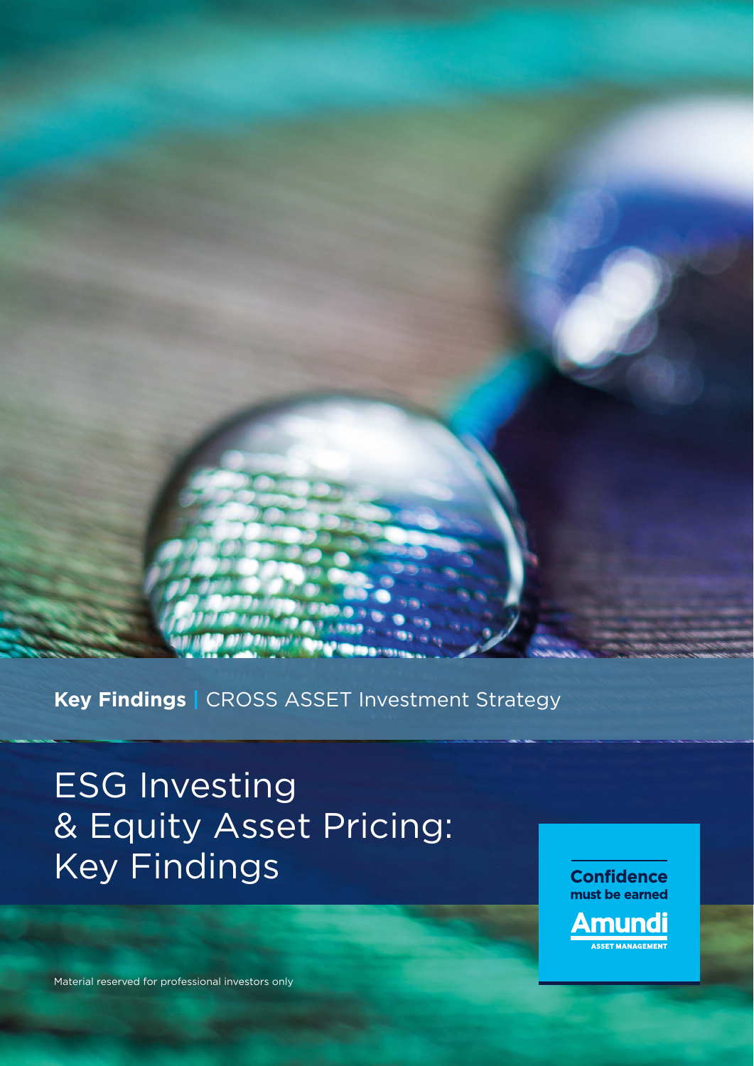**Key Findings** | CROSS ASSET Investment Strategy

# ESG Investing & Equity Asset Pricing: Key Findings

Confidence must be earned

Amundi
ASSET MANAGEMENT

Material reserved for professional investors only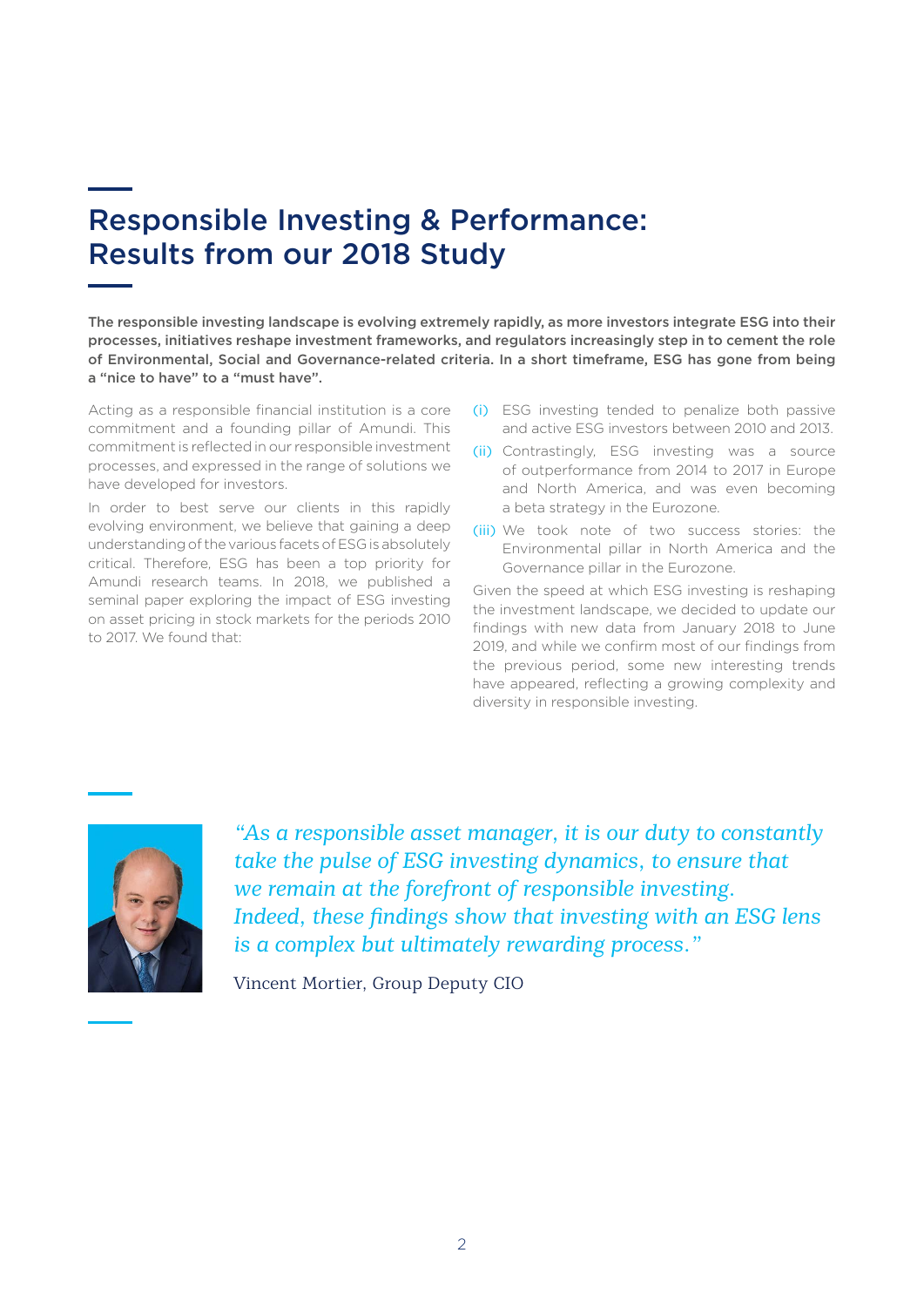# Responsible Investing & Performance: Results from our 2018 Study

**The responsible investing landscape is evolving extremely rapidly, as more investors integrate ESG into their processes, initiatives reshape investment frameworks, and regulators increasingly step in to cement the role of Environmental, Social and Governance-related criteria. In a short timeframe, ESG has gone from being a "nice to have" to a "must have".**

Acting as a responsible financial institution is a core commitment and a founding pillar of Amundi. This commitment is reflected in our responsible investment processes, and expressed in the range of solutions we have developed for investors.

In order to best serve our clients in this rapidly evolving environment, we believe that gaining a deep understanding of the various facets of ESG is absolutely critical. Therefore, ESG has been a top priority for Amundi research teams. In 2018, we published a seminal paper exploring the impact of ESG investing on asset pricing in stock markets for the periods 2010 to 2017. We found that:

(i) ESG investing tended to penalize both passive and active ESG investors between 2010 and 2013.

(ii) Contrastingly, ESG investing was a source of outperformance from 2014 to 2017 in Europe and North America, and was even becoming a beta strategy in the Eurozone.

(iii) We took note of two success stories: the Environmental pillar in North America and the Governance pillar in the Eurozone.

Given the speed at which ESG investing is reshaping the investment landscape, we decided to update our findings with new data from January 2018 to June 2019, and while we confirm most of our findings from the previous period, some new interesting trends have appeared, reflecting a growing complexity and diversity in responsible investing.

*"As a responsible asset manager, it is our duty to constantly take the pulse of ESG investing dynamics, to ensure that we remain at the forefront of responsible investing. Indeed, these findings show that investing with an ESG lens is a complex but ultimately rewarding process."*

Vincent Mortier, Group Deputy CIO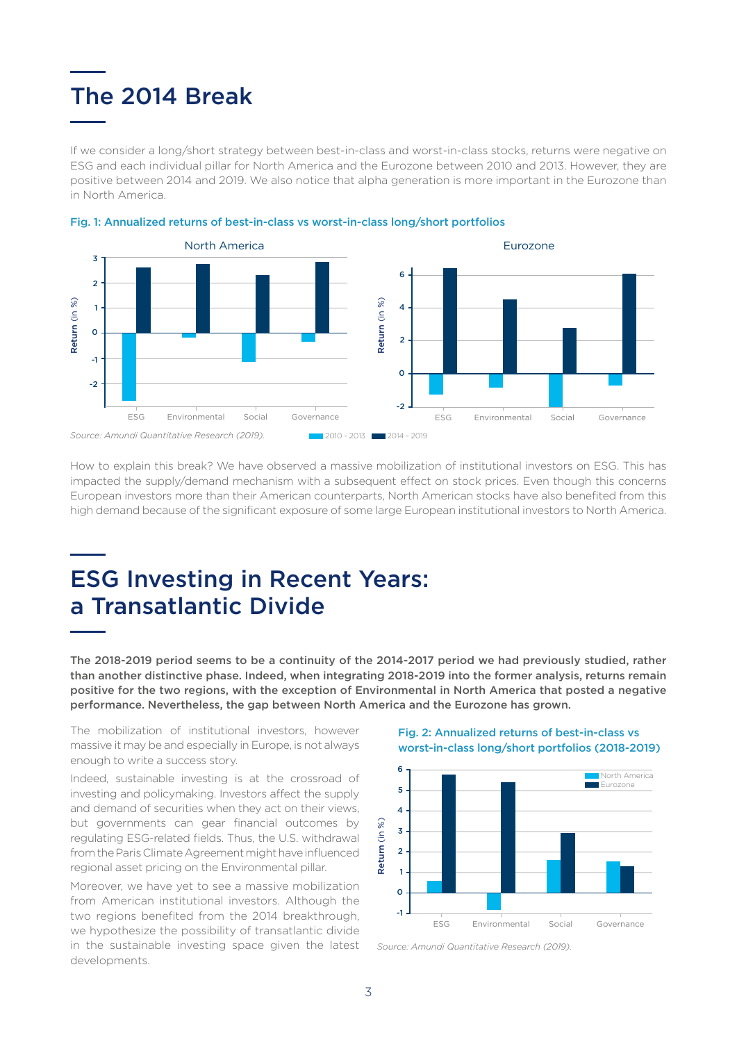# The 2014 Break

If we consider a long/short strategy between best-in-class and worst-in-class stocks, returns were negative on ESG and each individual pillar for North America and the Eurozone between 2010 and 2013. However, they are positive between 2014 and 2019. We also notice that alpha generation is more important in the Eurozone than in North America.

Fig. 1: Annualized returns of best-in-class vs worst-in-class long/short portfolios

*Source: Amundi Quantitative Research (2019).*

How to explain this break? We have observed a massive mobilization of institutional investors on ESG. This has impacted the supply/demand mechanism with a subsequent effect on stock prices. Even though this concerns European investors more than their American counterparts, North American stocks have also benefited from this high demand because of the significant exposure of some large European institutional investors to North America.

# ESG Investing in Recent Years: a Transatlantic Divide

**The 2018-2019 period seems to be a continuity of the 2014-2017 period we had previously studied, rather than another distinctive phase. Indeed, when integrating 2018-2019 into the former analysis, returns remain positive for the two regions, with the exception of Environmental in North America that posted a negative performance. Nevertheless, the gap between North America and the Eurozone has grown.**

The mobilization of institutional investors, however massive it may be and especially in Europe, is not always enough to write a success story.

Indeed, sustainable investing is at the crossroad of investing and policymaking. Investors affect the supply and demand of securities when they act on their views, but governments can gear financial outcomes by regulating ESG-related fields. Thus, the U.S. withdrawal from the Paris Climate Agreement might have influenced regional asset pricing on the Environmental pillar.

Moreover, we have yet to see a massive mobilization from American institutional investors. Although the two regions benefited from the 2014 breakthrough, we hypothesize the possibility of transatlantic divide in the sustainable investing space given the latest developments.

Fig. 2: Annualized returns of best-in-class vs worst-in-class long/short portfolios (2018-2019)

*Source: Amundi Quantitative Research (2019).*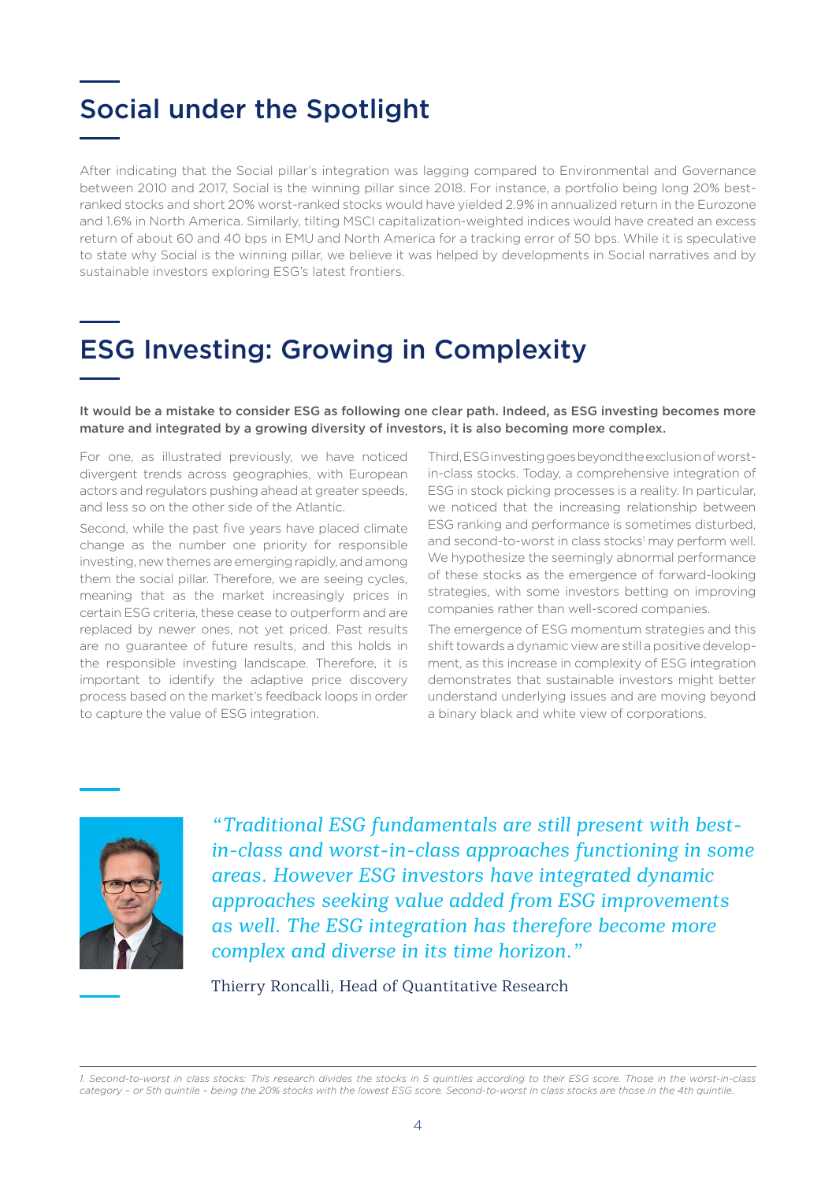## Social under the Spotlight

After indicating that the Social pillar's integration was lagging compared to Environmental and Governance between 2010 and 2017, Social is the winning pillar since 2018. For instance, a portfolio being long 20% best-ranked stocks and short 20% worst-ranked stocks would have yielded 2.9% in annualized return in the Eurozone and 1.6% in North America. Similarly, tilting MSCI capitalization-weighted indices would have created an excess return of about 60 and 40 bps in EMU and North America for a tracking error of 50 bps. While it is speculative to state why Social is the winning pillar, we believe it was helped by developments in Social narratives and by sustainable investors exploring ESG's latest frontiers.

## ESG Investing: Growing in Complexity

**It would be a mistake to consider ESG as following one clear path. Indeed, as ESG investing becomes more mature and integrated by a growing diversity of investors, it is also becoming more complex.**

For one, as illustrated previously, we have noticed divergent trends across geographies, with European actors and regulators pushing ahead at greater speeds, and less so on the other side of the Atlantic.

Second, while the past five years have placed climate change as the number one priority for responsible investing, new themes are emerging rapidly, and among them the social pillar. Therefore, we are seeing cycles, meaning that as the market increasingly prices in certain ESG criteria, these cease to outperform and are replaced by newer ones, not yet priced. Past results are no guarantee of future results, and this holds in the responsible investing landscape. Therefore, it is important to identify the adaptive price discovery process based on the market's feedback loops in order to capture the value of ESG integration.

Third, ESG investing goes beyond the exclusion of worst-in-class stocks. Today, a comprehensive integration of ESG in stock picking processes is a reality. In particular, we noticed that the increasing relationship between ESG ranking and performance is sometimes disturbed, and second-to-worst in class stocks[1] may perform well. We hypothesize the seemingly abnormal performance of these stocks as the emergence of forward-looking strategies, with some investors betting on improving companies rather than well-scored companies.

The emergence of ESG momentum strategies and this shift towards a dynamic view are still a positive development, as this increase in complexity of ESG integration demonstrates that sustainable investors might better understand underlying issues and are moving beyond a binary black and white view of corporations.

*"Traditional ESG fundamentals are still present with best-in-class and worst-in-class approaches functioning in some areas. However ESG investors have integrated dynamic approaches seeking value added from ESG improvements as well. The ESG integration has therefore become more complex and diverse in its time horizon."*

Thierry Roncalli, Head of Quantitative Research

---

*1. Second-to-worst in class stocks: This research divides the stocks in 5 quintiles according to their ESG score. Those in the worst-in-class category – or 5th quintile – being the 20% stocks with the lowest ESG score. Second-to-worst in class stocks are those in the 4th quintile.*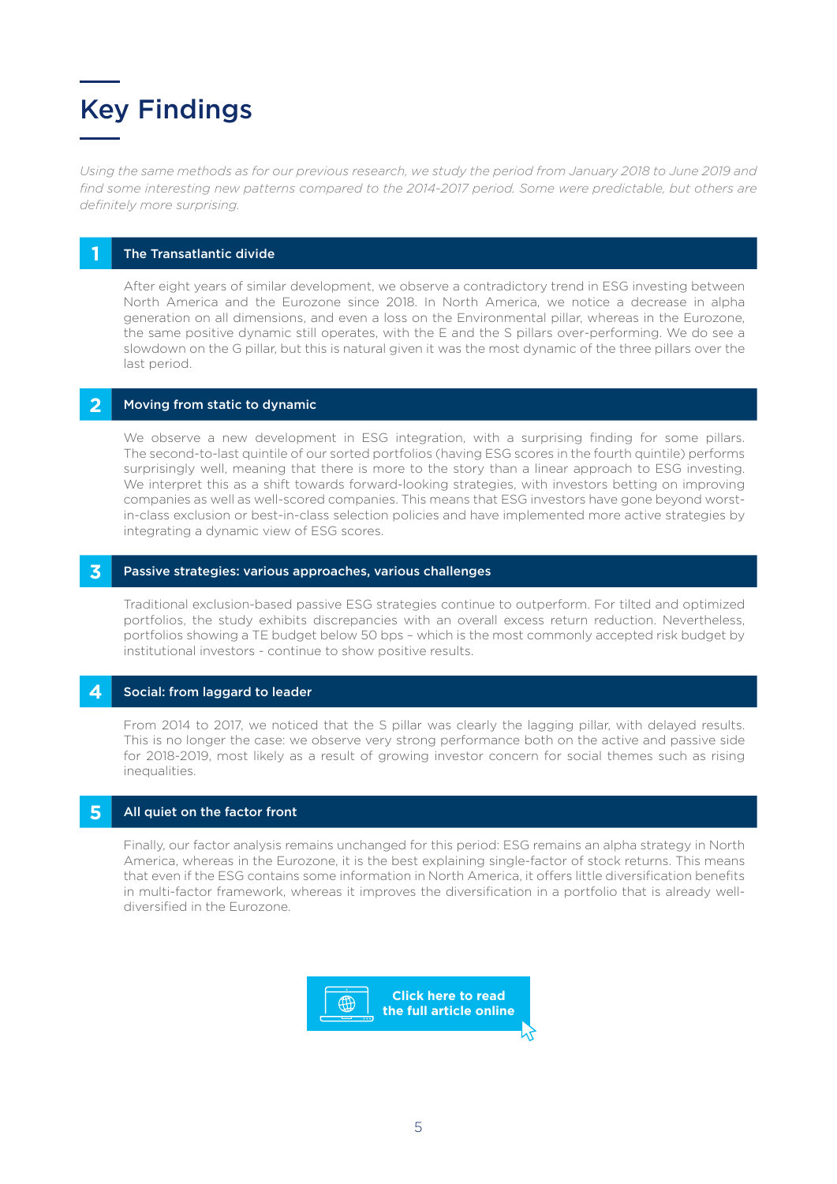# Key Findings

*Using the same methods as for our previous research, we study the period from January 2018 to June 2019 and find some interesting new patterns compared to the 2014-2017 period. Some were predictable, but others are definitely more surprising.*

## 1 The Transatlantic divide

After eight years of similar development, we observe a contradictory trend in ESG investing between North America and the Eurozone since 2018. In North America, we notice a decrease in alpha generation on all dimensions, and even a loss on the Environmental pillar, whereas in the Eurozone, the same positive dynamic still operates, with the E and the S pillars over-performing. We do see a slowdown on the G pillar, but this is natural given it was the most dynamic of the three pillars over the last period.

## 2 Moving from static to dynamic

We observe a new development in ESG integration, with a surprising finding for some pillars. The second-to-last quintile of our sorted portfolios (having ESG scores in the fourth quintile) performs surprisingly well, meaning that there is more to the story than a linear approach to ESG investing. We interpret this as a shift towards forward-looking strategies, with investors betting on improving companies as well as well-scored companies. This means that ESG investors have gone beyond worst-in-class exclusion or best-in-class selection policies and have implemented more active strategies by integrating a dynamic view of ESG scores.

## 3 Passive strategies: various approaches, various challenges

Traditional exclusion-based passive ESG strategies continue to outperform. For tilted and optimized portfolios, the study exhibits discrepancies with an overall excess return reduction. Nevertheless, portfolios showing a TE budget below 50 bps – which is the most commonly accepted risk budget by institutional investors - continue to show positive results.

## 4 Social: from laggard to leader

From 2014 to 2017, we noticed that the S pillar was clearly the lagging pillar, with delayed results. This is no longer the case: we observe very strong performance both on the active and passive side for 2018-2019, most likely as a result of growing investor concern for social themes such as rising inequalities.

## 5 All quiet on the factor front

Finally, our factor analysis remains unchanged for this period: ESG remains an alpha strategy in North America, whereas in the Eurozone, it is the best explaining single-factor of stock returns. This means that even if the ESG contains some information in North America, it offers little diversification benefits in multi-factor framework, whereas it improves the diversification in a portfolio that is already well-diversified in the Eurozone.

**Click here to read the full article online**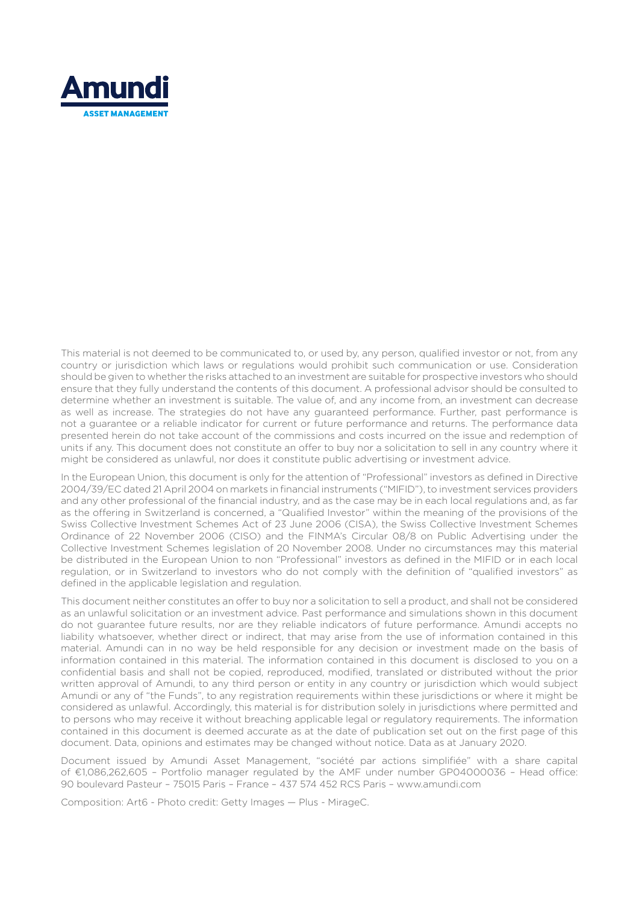Amundi
ASSET MANAGEMENT

This material is not deemed to be communicated to, or used by, any person, qualified investor or not, from any country or jurisdiction which laws or regulations would prohibit such communication or use. Consideration should be given to whether the risks attached to an investment are suitable for prospective investors who should ensure that they fully understand the contents of this document. A professional advisor should be consulted to determine whether an investment is suitable. The value of, and any income from, an investment can decrease as well as increase. The strategies do not have any guaranteed performance. Further, past performance is not a guarantee or a reliable indicator for current or future performance and returns. The performance data presented herein do not take account of the commissions and costs incurred on the issue and redemption of units if any. This document does not constitute an offer to buy nor a solicitation to sell in any country where it might be considered as unlawful, nor does it constitute public advertising or investment advice.

In the European Union, this document is only for the attention of "Professional" investors as defined in Directive 2004/39/EC dated 21 April 2004 on markets in financial instruments ("MIFID"), to investment services providers and any other professional of the financial industry, and as the case may be in each local regulations and, as far as the offering in Switzerland is concerned, a "Qualified Investor" within the meaning of the provisions of the Swiss Collective Investment Schemes Act of 23 June 2006 (CISA), the Swiss Collective Investment Schemes Ordinance of 22 November 2006 (CISO) and the FINMA's Circular 08/8 on Public Advertising under the Collective Investment Schemes legislation of 20 November 2008. Under no circumstances may this material be distributed in the European Union to non "Professional" investors as defined in the MIFID or in each local regulation, or in Switzerland to investors who do not comply with the definition of "qualified investors" as defined in the applicable legislation and regulation.

This document neither constitutes an offer to buy nor a solicitation to sell a product, and shall not be considered as an unlawful solicitation or an investment advice. Past performance and simulations shown in this document do not guarantee future results, nor are they reliable indicators of future performance. Amundi accepts no liability whatsoever, whether direct or indirect, that may arise from the use of information contained in this material. Amundi can in no way be held responsible for any decision or investment made on the basis of information contained in this material. The information contained in this document is disclosed to you on a confidential basis and shall not be copied, reproduced, modified, translated or distributed without the prior written approval of Amundi, to any third person or entity in any country or jurisdiction which would subject Amundi or any of "the Funds", to any registration requirements within these jurisdictions or where it might be considered as unlawful. Accordingly, this material is for distribution solely in jurisdictions where permitted and to persons who may receive it without breaching applicable legal or regulatory requirements. The information contained in this document is deemed accurate as at the date of publication set out on the first page of this document. Data, opinions and estimates may be changed without notice. Data as at January 2020.

Document issued by Amundi Asset Management, "société par actions simplifiée" with a share capital of €1,086,262,605 – Portfolio manager regulated by the AMF under number GP04000036 – Head office: 90 boulevard Pasteur – 75015 Paris – France – 437 574 452 RCS Paris – www.amundi.com

Composition: Art6 - Photo credit: Getty Images — Plus - MirageC.